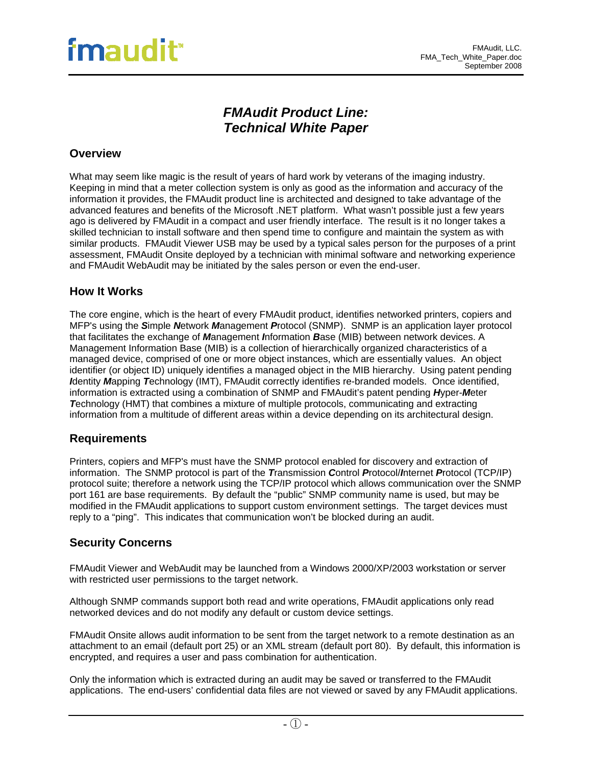# *FMAudit Product Line: Technical White Paper*

## Overview

What may seem like magic is the result of years of hard work by veterans of the imaging industry. Keeping in mind that a meter collection system is only as good as the information and accuracy of the information it provides, the FMAudit product line is architected and designed to take advantage of the advanced features and benefits of the Microsoft .NET platform. What wasn't possible just a few years ago is delivered by FMAudit in a compact and user friendly interface. The result is it no longer takes a skilled technician to install software and then spend time to configure and maintain the system as with similar products. FMAudit Viewer USB may be used by a typical sales person for the purposes of a print assessment, FMAudit Onsite deployed by a technician with minimal software and networking experience and FMAudit WebAudit may be initiated by the sales person or even the end-user.

## How It Works

The core engine, which is the heart of every FMAudit product, identifies networked printers, copiers and MFP's using the ***S***imple ***N***etwork ***M***anagement ***P***rotocol (SNMP). SNMP is an application layer protocol that facilitates the exchange of ***M***anagement ***I***nformation ***B***ase (MIB) between network devices. A Management Information Base (MIB) is a collection of hierarchically organized characteristics of a managed device, comprised of one or more object instances, which are essentially values. An object identifier (or object ID) uniquely identifies a managed object in the MIB hierarchy. Using patent pending ***I***dentity ***M***apping ***T***echnology (IMT), FMAudit correctly identifies re-branded models. Once identified, information is extracted using a combination of SNMP and FMAudit's patent pending ***H***yper-***M***eter ***T***echnology (HMT) that combines a mixture of multiple protocols, communicating and extracting information from a multitude of different areas within a device depending on its architectural design.

## Requirements

Printers, copiers and MFP's must have the SNMP protocol enabled for discovery and extraction of information. The SNMP protocol is part of the ***T***ransmission ***C***ontrol ***P***rotocol/***I***nternet ***P***rotocol (TCP/IP) protocol suite; therefore a network using the TCP/IP protocol which allows communication over the SNMP port 161 are base requirements. By default the "public" SNMP community name is used, but may be modified in the FMAudit applications to support custom environment settings. The target devices must reply to a "ping". This indicates that communication won't be blocked during an audit.

## Security Concerns

FMAudit Viewer and WebAudit may be launched from a Windows 2000/XP/2003 workstation or server with restricted user permissions to the target network.

Although SNMP commands support both read and write operations, FMAudit applications only read networked devices and do not modify any default or custom device settings.

FMAudit Onsite allows audit information to be sent from the target network to a remote destination as an attachment to an email (default port 25) or an XML stream (default port 80). By default, this information is encrypted, and requires a user and pass combination for authentication.

Only the information which is extracted during an audit may be saved or transferred to the FMAudit applications. The end-users' confidential data files are not viewed or saved by any FMAudit applications.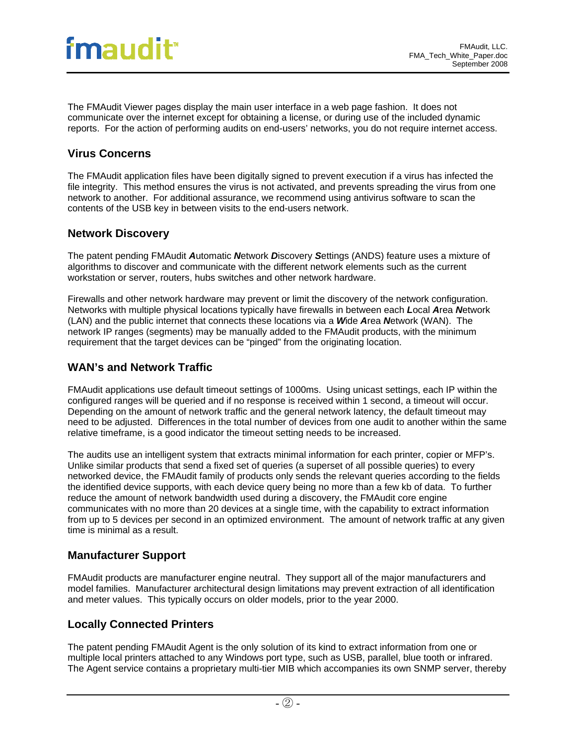The FMAudit Viewer pages display the main user interface in a web page fashion. It does not communicate over the internet except for obtaining a license, or during use of the included dynamic reports. For the action of performing audits on end-users' networks, you do not require internet access.

## Virus Concerns

The FMAudit application files have been digitally signed to prevent execution if a virus has infected the file integrity. This method ensures the virus is not activated, and prevents spreading the virus from one network to another. For additional assurance, we recommend using antivirus software to scan the contents of the USB key in between visits to the end-users network.

## Network Discovery

The patent pending FMAudit ***A***utomatic ***N***etwork ***D***iscovery ***S***ettings (ANDS) feature uses a mixture of algorithms to discover and communicate with the different network elements such as the current workstation or server, routers, hubs switches and other network hardware.

Firewalls and other network hardware may prevent or limit the discovery of the network configuration. Networks with multiple physical locations typically have firewalls in between each ***L***ocal ***A***rea ***N***etwork (LAN) and the public internet that connects these locations via a ***W***ide ***A***rea ***N***etwork (WAN). The network IP ranges (segments) may be manually added to the FMAudit products, with the minimum requirement that the target devices can be "pinged" from the originating location.

## WAN's and Network Traffic

FMAudit applications use default timeout settings of 1000ms. Using unicast settings, each IP within the configured ranges will be queried and if no response is received within 1 second, a timeout will occur. Depending on the amount of network traffic and the general network latency, the default timeout may need to be adjusted. Differences in the total number of devices from one audit to another within the same relative timeframe, is a good indicator the timeout setting needs to be increased.

The audits use an intelligent system that extracts minimal information for each printer, copier or MFP's. Unlike similar products that send a fixed set of queries (a superset of all possible queries) to every networked device, the FMAudit family of products only sends the relevant queries according to the fields the identified device supports, with each device query being no more than a few kb of data. To further reduce the amount of network bandwidth used during a discovery, the FMAudit core engine communicates with no more than 20 devices at a single time, with the capability to extract information from up to 5 devices per second in an optimized environment. The amount of network traffic at any given time is minimal as a result.

## Manufacturer Support

FMAudit products are manufacturer engine neutral. They support all of the major manufacturers and model families. Manufacturer architectural design limitations may prevent extraction of all identification and meter values. This typically occurs on older models, prior to the year 2000.

## Locally Connected Printers

The patent pending FMAudit Agent is the only solution of its kind to extract information from one or multiple local printers attached to any Windows port type, such as USB, parallel, blue tooth or infrared. The Agent service contains a proprietary multi-tier MIB which accompanies its own SNMP server, thereby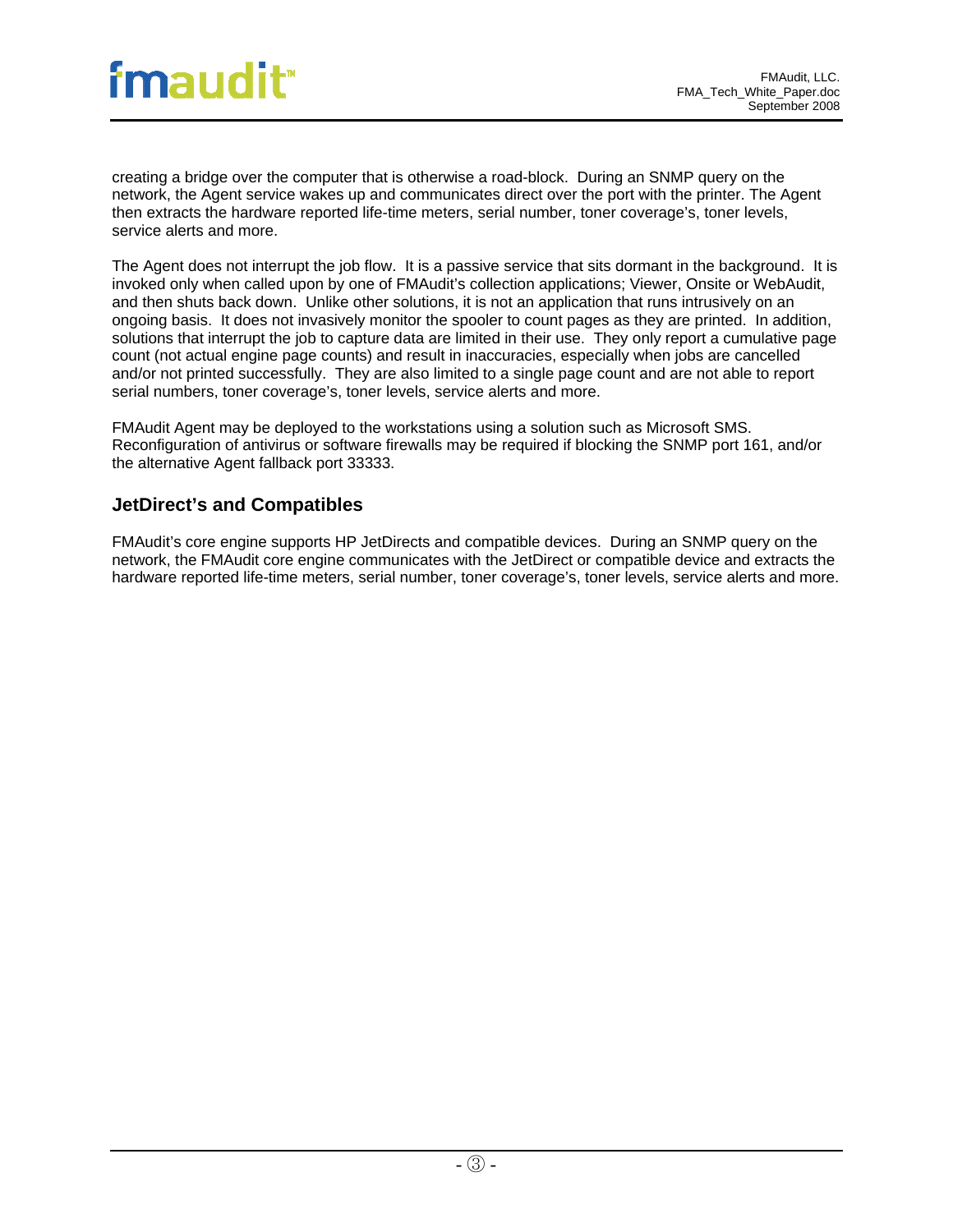creating a bridge over the computer that is otherwise a road-block. During an SNMP query on the network, the Agent service wakes up and communicates direct over the port with the printer. The Agent then extracts the hardware reported life-time meters, serial number, toner coverage's, toner levels, service alerts and more.

The Agent does not interrupt the job flow. It is a passive service that sits dormant in the background. It is invoked only when called upon by one of FMAudit's collection applications; Viewer, Onsite or WebAudit, and then shuts back down. Unlike other solutions, it is not an application that runs intrusively on an ongoing basis. It does not invasively monitor the spooler to count pages as they are printed. In addition, solutions that interrupt the job to capture data are limited in their use. They only report a cumulative page count (not actual engine page counts) and result in inaccuracies, especially when jobs are cancelled and/or not printed successfully. They are also limited to a single page count and are not able to report serial numbers, toner coverage's, toner levels, service alerts and more.

FMAudit Agent may be deployed to the workstations using a solution such as Microsoft SMS. Reconfiguration of antivirus or software firewalls may be required if blocking the SNMP port 161, and/or the alternative Agent fallback port 33333.

## JetDirect's and Compatibles

FMAudit's core engine supports HP JetDirects and compatible devices. During an SNMP query on the network, the FMAudit core engine communicates with the JetDirect or compatible device and extracts the hardware reported life-time meters, serial number, toner coverage's, toner levels, service alerts and more.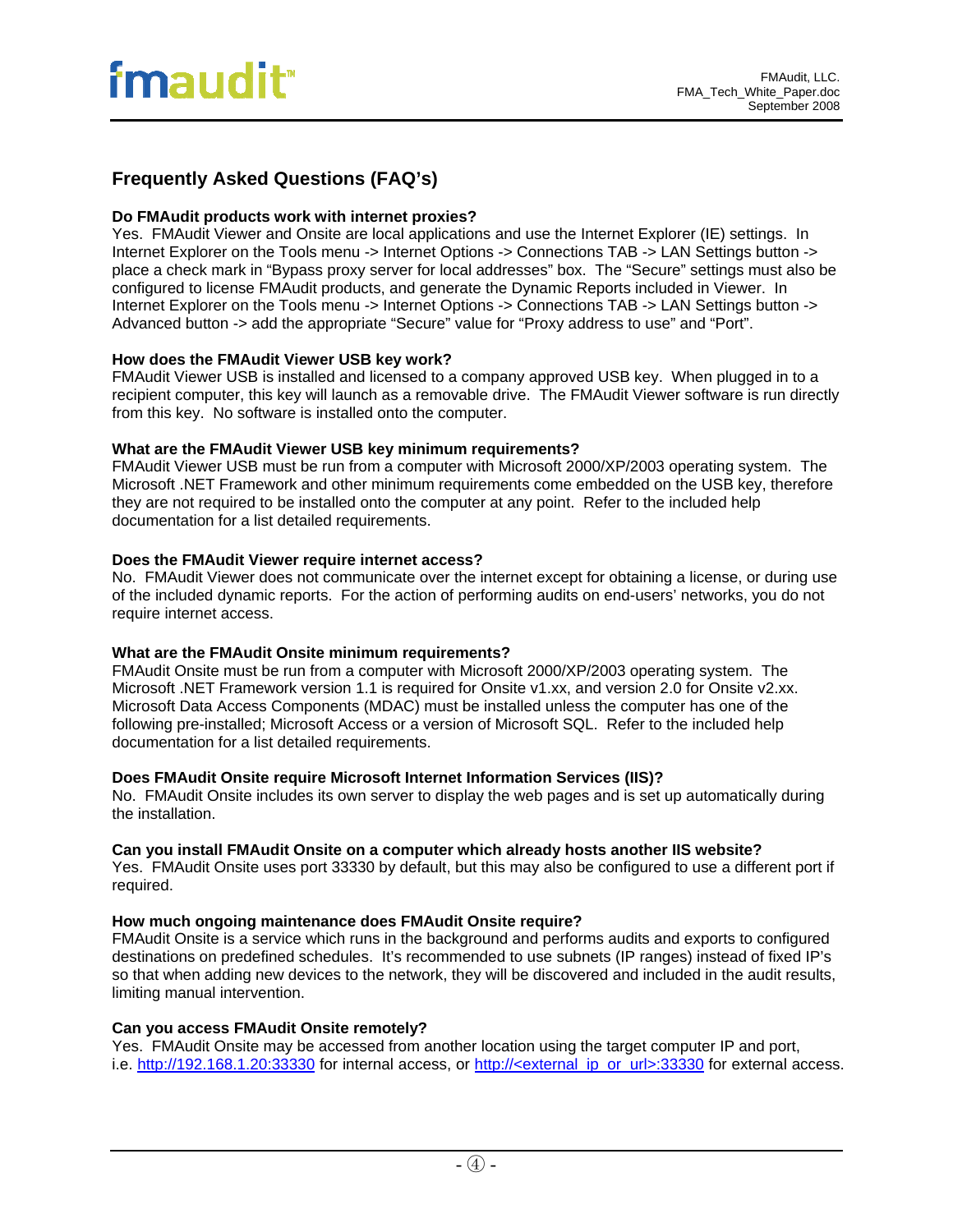## Frequently Asked Questions (FAQ's)

**Do FMAudit products work with internet proxies?**
Yes. FMAudit Viewer and Onsite are local applications and use the Internet Explorer (IE) settings. In Internet Explorer on the Tools menu -> Internet Options -> Connections TAB -> LAN Settings button -> place a check mark in "Bypass proxy server for local addresses" box. The "Secure" settings must also be configured to license FMAudit products, and generate the Dynamic Reports included in Viewer. In Internet Explorer on the Tools menu -> Internet Options -> Connections TAB -> LAN Settings button -> Advanced button -> add the appropriate "Secure" value for "Proxy address to use" and "Port".

**How does the FMAudit Viewer USB key work?**
FMAudit Viewer USB is installed and licensed to a company approved USB key. When plugged in to a recipient computer, this key will launch as a removable drive. The FMAudit Viewer software is run directly from this key. No software is installed onto the computer.

**What are the FMAudit Viewer USB key minimum requirements?**
FMAudit Viewer USB must be run from a computer with Microsoft 2000/XP/2003 operating system. The Microsoft .NET Framework and other minimum requirements come embedded on the USB key, therefore they are not required to be installed onto the computer at any point. Refer to the included help documentation for a list detailed requirements.

**Does the FMAudit Viewer require internet access?**
No. FMAudit Viewer does not communicate over the internet except for obtaining a license, or during use of the included dynamic reports. For the action of performing audits on end-users' networks, you do not require internet access.

**What are the FMAudit Onsite minimum requirements?**
FMAudit Onsite must be run from a computer with Microsoft 2000/XP/2003 operating system. The Microsoft .NET Framework version 1.1 is required for Onsite v1.xx, and version 2.0 for Onsite v2.xx. Microsoft Data Access Components (MDAC) must be installed unless the computer has one of the following pre-installed; Microsoft Access or a version of Microsoft SQL. Refer to the included help documentation for a list detailed requirements.

**Does FMAudit Onsite require Microsoft Internet Information Services (IIS)?**
No. FMAudit Onsite includes its own server to display the web pages and is set up automatically during the installation.

**Can you install FMAudit Onsite on a computer which already hosts another IIS website?**
Yes. FMAudit Onsite uses port 33330 by default, but this may also be configured to use a different port if required.

**How much ongoing maintenance does FMAudit Onsite require?**
FMAudit Onsite is a service which runs in the background and performs audits and exports to configured destinations on predefined schedules. It's recommended to use subnets (IP ranges) instead of fixed IP's so that when adding new devices to the network, they will be discovered and included in the audit results, limiting manual intervention.

**Can you access FMAudit Onsite remotely?**
Yes. FMAudit Onsite may be accessed from another location using the target computer IP and port, i.e. http://192.168.1.20:33330 for internal access, or http://<external_ip_or_url>:33330 for external access.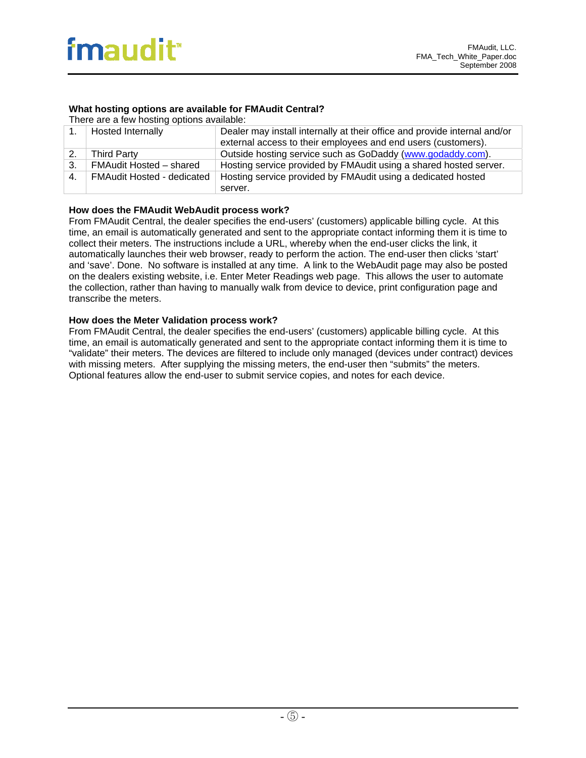**What hosting options are available for FMAudit Central?**

There are a few hosting options available:

| | | |
|---|---|---|
| 1. | Hosted Internally | Dealer may install internally at their office and provide internal and/or external access to their employees and end users (customers). |
| 2. | Third Party | Outside hosting service such as GoDaddy (www.godaddy.com). |
| 3. | FMAudit Hosted – shared | Hosting service provided by FMAudit using a shared hosted server. |
| 4. | FMAudit Hosted - dedicated | Hosting service provided by FMAudit using a dedicated hosted server. |

**How does the FMAudit WebAudit process work?**

From FMAudit Central, the dealer specifies the end-users' (customers) applicable billing cycle. At this time, an email is automatically generated and sent to the appropriate contact informing them it is time to collect their meters. The instructions include a URL, whereby when the end-user clicks the link, it automatically launches their web browser, ready to perform the action. The end-user then clicks 'start' and 'save'. Done. No software is installed at any time. A link to the WebAudit page may also be posted on the dealers existing website, i.e. Enter Meter Readings web page. This allows the user to automate the collection, rather than having to manually walk from device to device, print configuration page and transcribe the meters.

**How does the Meter Validation process work?**

From FMAudit Central, the dealer specifies the end-users' (customers) applicable billing cycle. At this time, an email is automatically generated and sent to the appropriate contact informing them it is time to "validate" their meters. The devices are filtered to include only managed (devices under contract) devices with missing meters. After supplying the missing meters, the end-user then "submits" the meters. Optional features allow the end-user to submit service copies, and notes for each device.